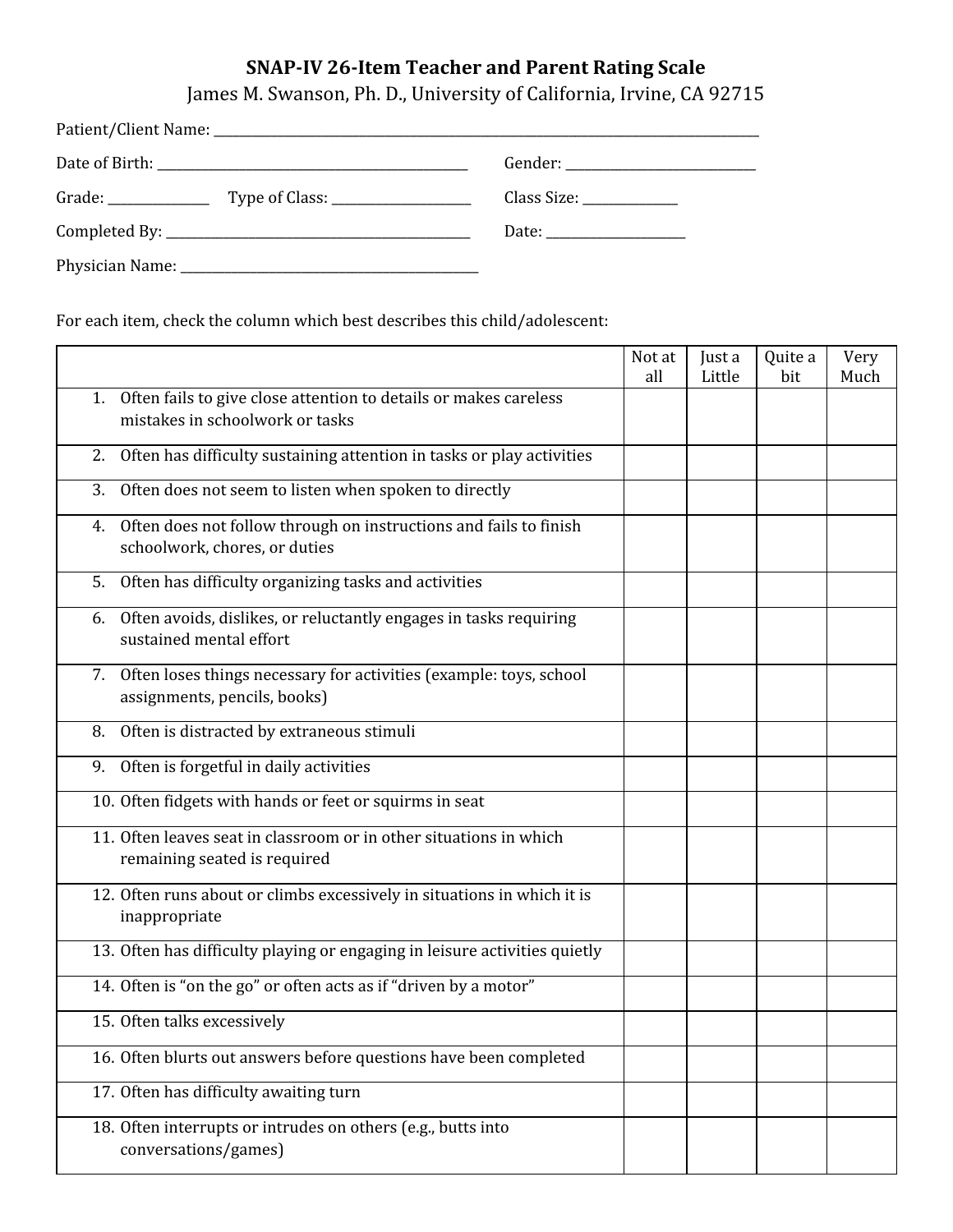# SNAP-IV 26-Item Teacher and Parent Rating Scale

James M. Swanson, Ph. D., University of California, Irvine, CA 92715

Patient/Client Name: ______________________________________________

Date of Birth: ______________________________ Gender: ____________________

Grade: __________ Type of Class: ______________ Class Size: __________

Completed By: ______________________________ Date: ______________

Physician Name: ______________________________

For each item, check the column which best describes this child/adolescent:

| | Not at all | Just a Little | Quite a bit | Very Much |
|---|---|---|---|---|
| 1. Often fails to give close attention to details or makes careless mistakes in schoolwork or tasks | | | | |
| 2. Often has difficulty sustaining attention in tasks or play activities | | | | |
| 3. Often does not seem to listen when spoken to directly | | | | |
| 4. Often does not follow through on instructions and fails to finish schoolwork, chores, or duties | | | | |
| 5. Often has difficulty organizing tasks and activities | | | | |
| 6. Often avoids, dislikes, or reluctantly engages in tasks requiring sustained mental effort | | | | |
| 7. Often loses things necessary for activities (example: toys, school assignments, pencils, books) | | | | |
| 8. Often is distracted by extraneous stimuli | | | | |
| 9. Often is forgetful in daily activities | | | | |
| 10. Often fidgets with hands or feet or squirms in seat | | | | |
| 11. Often leaves seat in classroom or in other situations in which remaining seated is required | | | | |
| 12. Often runs about or climbs excessively in situations in which it is inappropriate | | | | |
| 13. Often has difficulty playing or engaging in leisure activities quietly | | | | |
| 14. Often is "on the go" or often acts as if "driven by a motor" | | | | |
| 15. Often talks excessively | | | | |
| 16. Often blurts out answers before questions have been completed | | | | |
| 17. Often has difficulty awaiting turn | | | | |
| 18. Often interrupts or intrudes on others (e.g., butts into conversations/games) | | | | |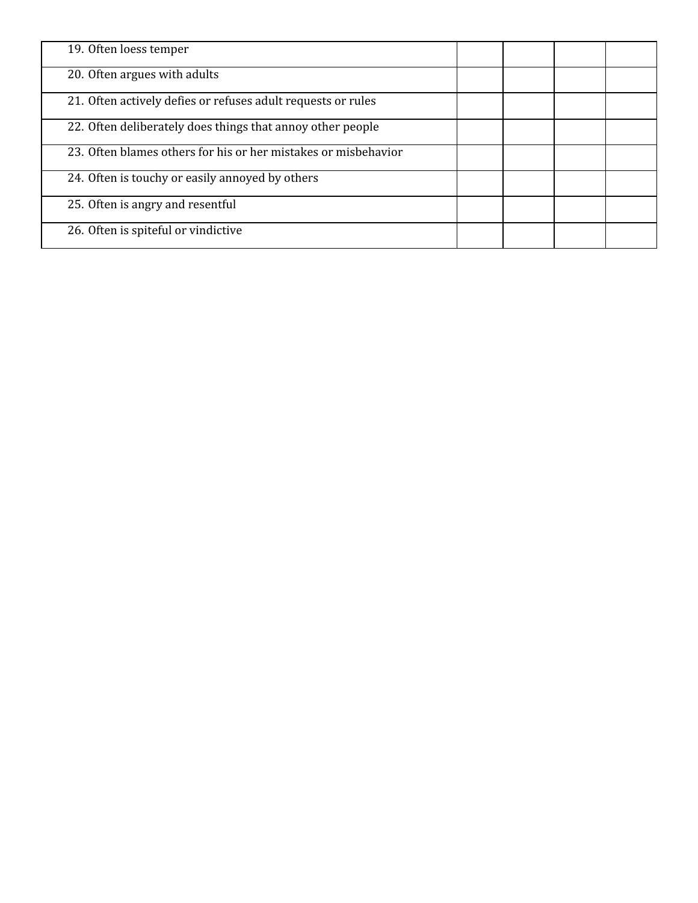| | | | | |
|---|---|---|---|---|
| 19. Often loess temper | | | | |
| 20. Often argues with adults | | | | |
| 21. Often actively defies or refuses adult requests or rules | | | | |
| 22. Often deliberately does things that annoy other people | | | | |
| 23. Often blames others for his or her mistakes or misbehavior | | | | |
| 24. Often is touchy or easily annoyed by others | | | | |
| 25. Often is angry and resentful | | | | |
| 26. Often is spiteful or vindictive | | | | |